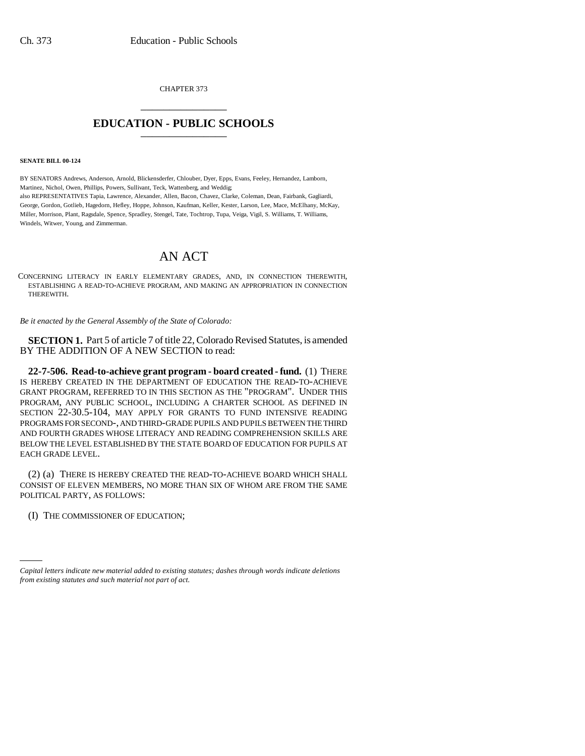CHAPTER 373

# EDUCATION - PUBLIC SCHOOLS

**SENATE BILL 00-124**

BY SENATORS Andrews, Anderson, Arnold, Blickensderfer, Chlouber, Dyer, Epps, Evans, Feeley, Hernandez, Lamborn, Martinez, Nichol, Owen, Phillips, Powers, Sullivant, Teck, Wattenberg, and Weddig;
also REPRESENTATIVES Tapia, Lawrence, Alexander, Allen, Bacon, Chavez, Clarke, Coleman, Dean, Fairbank, Gagliardi, George, Gordon, Gotlieb, Hagedorn, Hefley, Hoppe, Johnson, Kaufman, Keller, Kester, Larson, Lee, Mace, McElhany, McKay, Miller, Morrison, Plant, Ragsdale, Spence, Spradley, Stengel, Tate, Tochtrop, Tupa, Veiga, Vigil, S. Williams, T. Williams, Windels, Witwer, Young, and Zimmerman.

## AN ACT

CONCERNING LITERACY IN EARLY ELEMENTARY GRADES, AND, IN CONNECTION THEREWITH, ESTABLISHING A READ-TO-ACHIEVE PROGRAM, AND MAKING AN APPROPRIATION IN CONNECTION THEREWITH.

*Be it enacted by the General Assembly of the State of Colorado:*

**SECTION 1.** Part 5 of article 7 of title 22, Colorado Revised Statutes, is amended BY THE ADDITION OF A NEW SECTION to read:

**22-7-506. Read-to-achieve grant program - board created - fund.** (1) THERE IS HEREBY CREATED IN THE DEPARTMENT OF EDUCATION THE READ-TO-ACHIEVE GRANT PROGRAM, REFERRED TO IN THIS SECTION AS THE "PROGRAM". UNDER THIS PROGRAM, ANY PUBLIC SCHOOL, INCLUDING A CHARTER SCHOOL AS DEFINED IN SECTION 22-30.5-104, MAY APPLY FOR GRANTS TO FUND INTENSIVE READING PROGRAMS FOR SECOND-, AND THIRD-GRADE PUPILS AND PUPILS BETWEEN THE THIRD AND FOURTH GRADES WHOSE LITERACY AND READING COMPREHENSION SKILLS ARE BELOW THE LEVEL ESTABLISHED BY THE STATE BOARD OF EDUCATION FOR PUPILS AT EACH GRADE LEVEL.

(2) (a) THERE IS HEREBY CREATED THE READ-TO-ACHIEVE BOARD WHICH SHALL CONSIST OF ELEVEN MEMBERS, NO MORE THAN SIX OF WHOM ARE FROM THE SAME POLITICAL PARTY, AS FOLLOWS:

(I) THE COMMISSIONER OF EDUCATION;

*Capital letters indicate new material added to existing statutes; dashes through words indicate deletions from existing statutes and such material not part of act.*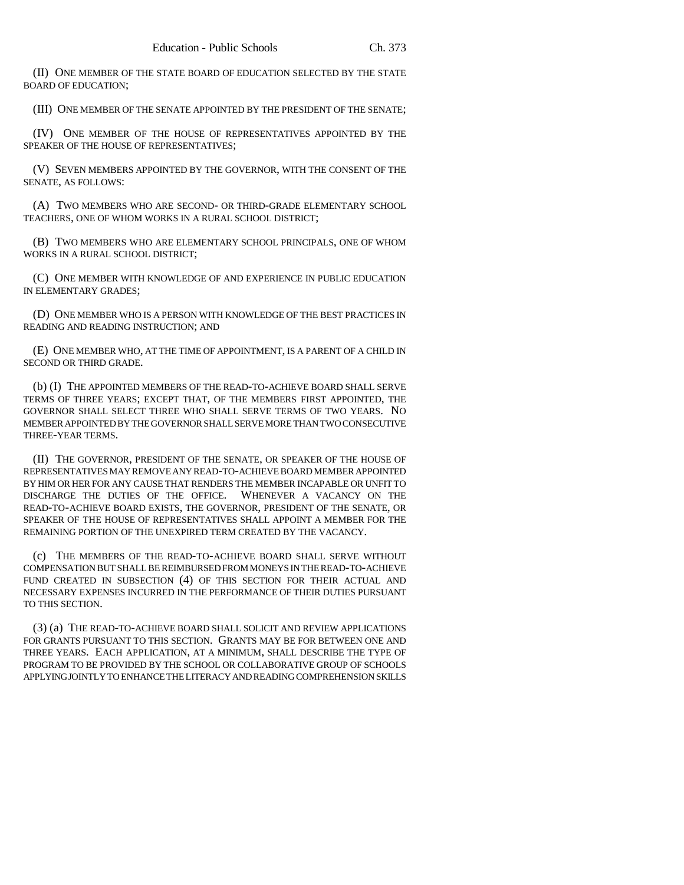(II) ONE MEMBER OF THE STATE BOARD OF EDUCATION SELECTED BY THE STATE BOARD OF EDUCATION;

(III) ONE MEMBER OF THE SENATE APPOINTED BY THE PRESIDENT OF THE SENATE;

(IV) ONE MEMBER OF THE HOUSE OF REPRESENTATIVES APPOINTED BY THE SPEAKER OF THE HOUSE OF REPRESENTATIVES;

(V) SEVEN MEMBERS APPOINTED BY THE GOVERNOR, WITH THE CONSENT OF THE SENATE, AS FOLLOWS:

(A) TWO MEMBERS WHO ARE SECOND- OR THIRD-GRADE ELEMENTARY SCHOOL TEACHERS, ONE OF WHOM WORKS IN A RURAL SCHOOL DISTRICT;

(B) TWO MEMBERS WHO ARE ELEMENTARY SCHOOL PRINCIPALS, ONE OF WHOM WORKS IN A RURAL SCHOOL DISTRICT;

(C) ONE MEMBER WITH KNOWLEDGE OF AND EXPERIENCE IN PUBLIC EDUCATION IN ELEMENTARY GRADES;

(D) ONE MEMBER WHO IS A PERSON WITH KNOWLEDGE OF THE BEST PRACTICES IN READING AND READING INSTRUCTION; AND

(E) ONE MEMBER WHO, AT THE TIME OF APPOINTMENT, IS A PARENT OF A CHILD IN SECOND OR THIRD GRADE.

(b) (I) THE APPOINTED MEMBERS OF THE READ-TO-ACHIEVE BOARD SHALL SERVE TERMS OF THREE YEARS; EXCEPT THAT, OF THE MEMBERS FIRST APPOINTED, THE GOVERNOR SHALL SELECT THREE WHO SHALL SERVE TERMS OF TWO YEARS. NO MEMBER APPOINTED BY THE GOVERNOR SHALL SERVE MORE THAN TWO CONSECUTIVE THREE-YEAR TERMS.

(II) THE GOVERNOR, PRESIDENT OF THE SENATE, OR SPEAKER OF THE HOUSE OF REPRESENTATIVES MAY REMOVE ANY READ-TO-ACHIEVE BOARD MEMBER APPOINTED BY HIM OR HER FOR ANY CAUSE THAT RENDERS THE MEMBER INCAPABLE OR UNFIT TO DISCHARGE THE DUTIES OF THE OFFICE. WHENEVER A VACANCY ON THE READ-TO-ACHIEVE BOARD EXISTS, THE GOVERNOR, PRESIDENT OF THE SENATE, OR SPEAKER OF THE HOUSE OF REPRESENTATIVES SHALL APPOINT A MEMBER FOR THE REMAINING PORTION OF THE UNEXPIRED TERM CREATED BY THE VACANCY.

(c) THE MEMBERS OF THE READ-TO-ACHIEVE BOARD SHALL SERVE WITHOUT COMPENSATION BUT SHALL BE REIMBURSED FROM MONEYS IN THE READ-TO-ACHIEVE FUND CREATED IN SUBSECTION (4) OF THIS SECTION FOR THEIR ACTUAL AND NECESSARY EXPENSES INCURRED IN THE PERFORMANCE OF THEIR DUTIES PURSUANT TO THIS SECTION.

(3) (a) THE READ-TO-ACHIEVE BOARD SHALL SOLICIT AND REVIEW APPLICATIONS FOR GRANTS PURSUANT TO THIS SECTION. GRANTS MAY BE FOR BETWEEN ONE AND THREE YEARS. EACH APPLICATION, AT A MINIMUM, SHALL DESCRIBE THE TYPE OF PROGRAM TO BE PROVIDED BY THE SCHOOL OR COLLABORATIVE GROUP OF SCHOOLS APPLYING JOINTLY TO ENHANCE THE LITERACY AND READING COMPREHENSION SKILLS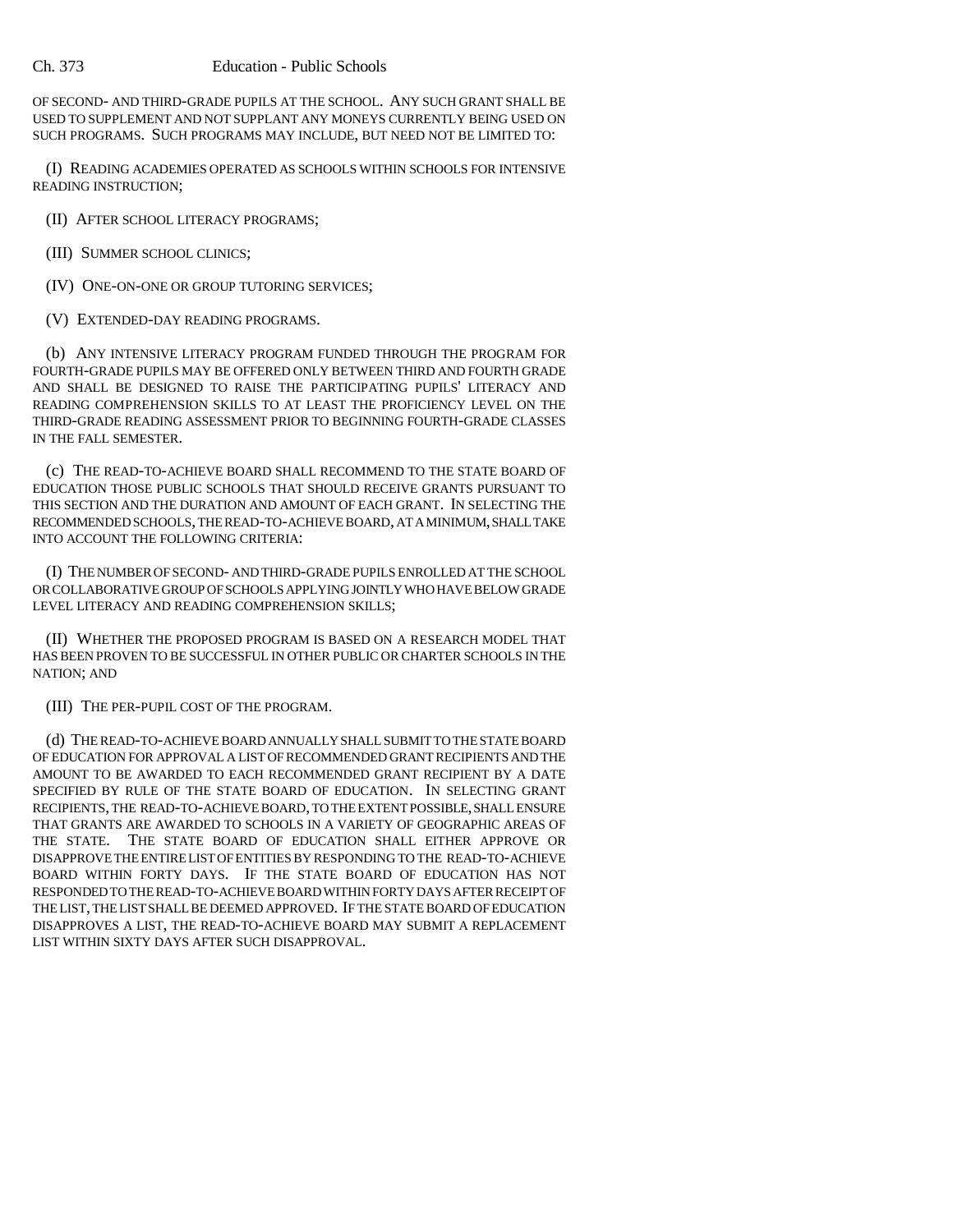OF SECOND- AND THIRD-GRADE PUPILS AT THE SCHOOL. ANY SUCH GRANT SHALL BE USED TO SUPPLEMENT AND NOT SUPPLANT ANY MONEYS CURRENTLY BEING USED ON SUCH PROGRAMS. SUCH PROGRAMS MAY INCLUDE, BUT NEED NOT BE LIMITED TO:

(I) READING ACADEMIES OPERATED AS SCHOOLS WITHIN SCHOOLS FOR INTENSIVE READING INSTRUCTION;

(II) AFTER SCHOOL LITERACY PROGRAMS;

(III) SUMMER SCHOOL CLINICS;

(IV) ONE-ON-ONE OR GROUP TUTORING SERVICES;

(V) EXTENDED-DAY READING PROGRAMS.

(b) ANY INTENSIVE LITERACY PROGRAM FUNDED THROUGH THE PROGRAM FOR FOURTH-GRADE PUPILS MAY BE OFFERED ONLY BETWEEN THIRD AND FOURTH GRADE AND SHALL BE DESIGNED TO RAISE THE PARTICIPATING PUPILS' LITERACY AND READING COMPREHENSION SKILLS TO AT LEAST THE PROFICIENCY LEVEL ON THE THIRD-GRADE READING ASSESSMENT PRIOR TO BEGINNING FOURTH-GRADE CLASSES IN THE FALL SEMESTER.

(c) THE READ-TO-ACHIEVE BOARD SHALL RECOMMEND TO THE STATE BOARD OF EDUCATION THOSE PUBLIC SCHOOLS THAT SHOULD RECEIVE GRANTS PURSUANT TO THIS SECTION AND THE DURATION AND AMOUNT OF EACH GRANT. IN SELECTING THE RECOMMENDED SCHOOLS, THE READ-TO-ACHIEVE BOARD, AT A MINIMUM, SHALL TAKE INTO ACCOUNT THE FOLLOWING CRITERIA:

(I) THE NUMBER OF SECOND- AND THIRD-GRADE PUPILS ENROLLED AT THE SCHOOL OR COLLABORATIVE GROUP OF SCHOOLS APPLYING JOINTLY WHO HAVE BELOW GRADE LEVEL LITERACY AND READING COMPREHENSION SKILLS;

(II) WHETHER THE PROPOSED PROGRAM IS BASED ON A RESEARCH MODEL THAT HAS BEEN PROVEN TO BE SUCCESSFUL IN OTHER PUBLIC OR CHARTER SCHOOLS IN THE NATION; AND

(III) THE PER-PUPIL COST OF THE PROGRAM.

(d) THE READ-TO-ACHIEVE BOARD ANNUALLY SHALL SUBMIT TO THE STATE BOARD OF EDUCATION FOR APPROVAL A LIST OF RECOMMENDED GRANT RECIPIENTS AND THE AMOUNT TO BE AWARDED TO EACH RECOMMENDED GRANT RECIPIENT BY A DATE SPECIFIED BY RULE OF THE STATE BOARD OF EDUCATION. IN SELECTING GRANT RECIPIENTS, THE READ-TO-ACHIEVE BOARD, TO THE EXTENT POSSIBLE, SHALL ENSURE THAT GRANTS ARE AWARDED TO SCHOOLS IN A VARIETY OF GEOGRAPHIC AREAS OF THE STATE. THE STATE BOARD OF EDUCATION SHALL EITHER APPROVE OR DISAPPROVE THE ENTIRE LIST OF ENTITIES BY RESPONDING TO THE READ-TO-ACHIEVE BOARD WITHIN FORTY DAYS. IF THE STATE BOARD OF EDUCATION HAS NOT RESPONDED TO THE READ-TO-ACHIEVE BOARD WITHIN FORTY DAYS AFTER RECEIPT OF THE LIST, THE LIST SHALL BE DEEMED APPROVED. IF THE STATE BOARD OF EDUCATION DISAPPROVES A LIST, THE READ-TO-ACHIEVE BOARD MAY SUBMIT A REPLACEMENT LIST WITHIN SIXTY DAYS AFTER SUCH DISAPPROVAL.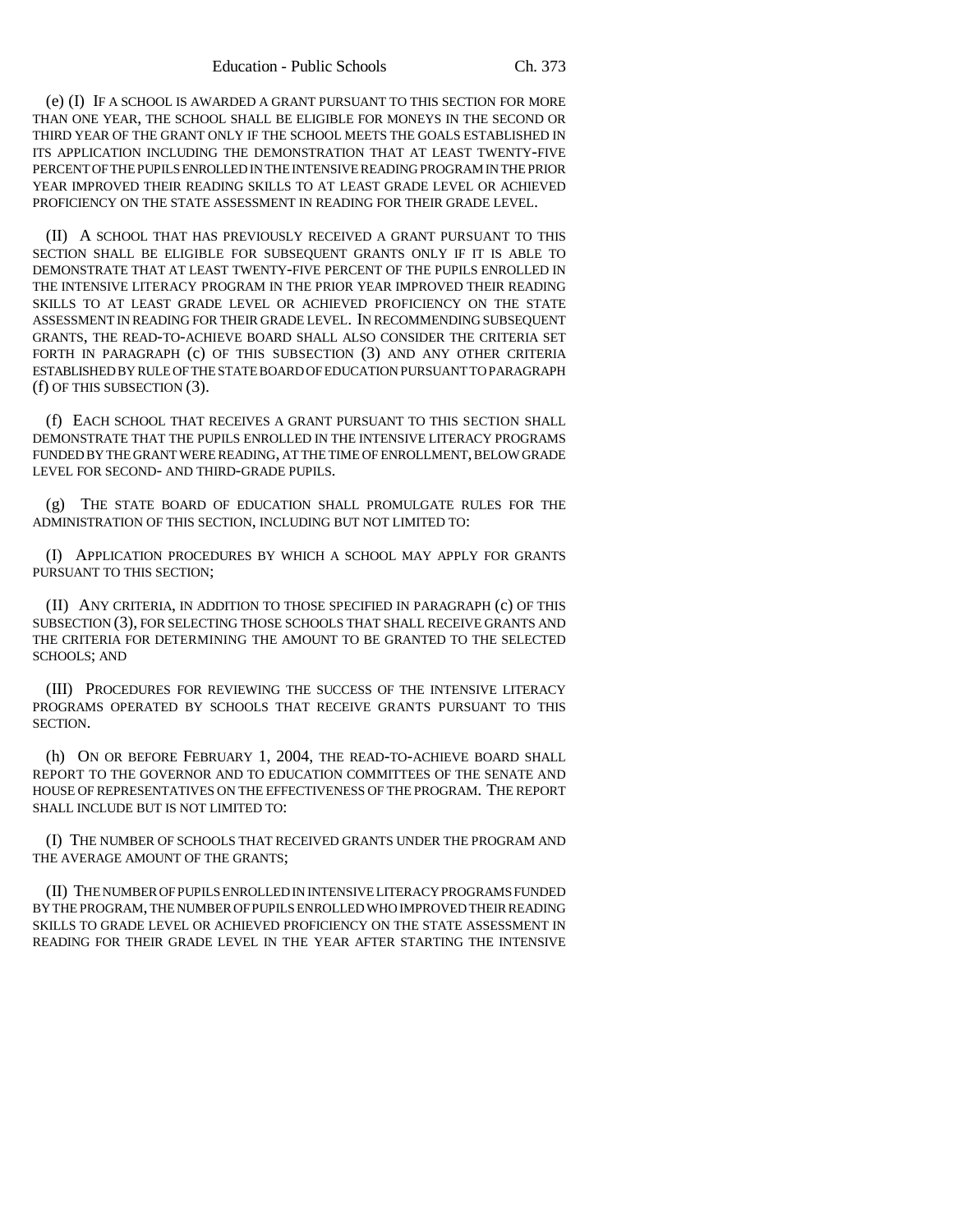(e) (I) IF A SCHOOL IS AWARDED A GRANT PURSUANT TO THIS SECTION FOR MORE THAN ONE YEAR, THE SCHOOL SHALL BE ELIGIBLE FOR MONEYS IN THE SECOND OR THIRD YEAR OF THE GRANT ONLY IF THE SCHOOL MEETS THE GOALS ESTABLISHED IN ITS APPLICATION INCLUDING THE DEMONSTRATION THAT AT LEAST TWENTY-FIVE PERCENT OF THE PUPILS ENROLLED IN THE INTENSIVE READING PROGRAM IN THE PRIOR YEAR IMPROVED THEIR READING SKILLS TO AT LEAST GRADE LEVEL OR ACHIEVED PROFICIENCY ON THE STATE ASSESSMENT IN READING FOR THEIR GRADE LEVEL.

(II) A SCHOOL THAT HAS PREVIOUSLY RECEIVED A GRANT PURSUANT TO THIS SECTION SHALL BE ELIGIBLE FOR SUBSEQUENT GRANTS ONLY IF IT IS ABLE TO DEMONSTRATE THAT AT LEAST TWENTY-FIVE PERCENT OF THE PUPILS ENROLLED IN THE INTENSIVE LITERACY PROGRAM IN THE PRIOR YEAR IMPROVED THEIR READING SKILLS TO AT LEAST GRADE LEVEL OR ACHIEVED PROFICIENCY ON THE STATE ASSESSMENT IN READING FOR THEIR GRADE LEVEL. IN RECOMMENDING SUBSEQUENT GRANTS, THE READ-TO-ACHIEVE BOARD SHALL ALSO CONSIDER THE CRITERIA SET FORTH IN PARAGRAPH (c) OF THIS SUBSECTION (3) AND ANY OTHER CRITERIA ESTABLISHED BY RULE OF THE STATE BOARD OF EDUCATION PURSUANT TO PARAGRAPH (f) OF THIS SUBSECTION (3).

(f) EACH SCHOOL THAT RECEIVES A GRANT PURSUANT TO THIS SECTION SHALL DEMONSTRATE THAT THE PUPILS ENROLLED IN THE INTENSIVE LITERACY PROGRAMS FUNDED BY THE GRANT WERE READING, AT THE TIME OF ENROLLMENT, BELOW GRADE LEVEL FOR SECOND- AND THIRD-GRADE PUPILS.

(g) THE STATE BOARD OF EDUCATION SHALL PROMULGATE RULES FOR THE ADMINISTRATION OF THIS SECTION, INCLUDING BUT NOT LIMITED TO:

(I) APPLICATION PROCEDURES BY WHICH A SCHOOL MAY APPLY FOR GRANTS PURSUANT TO THIS SECTION;

(II) ANY CRITERIA, IN ADDITION TO THOSE SPECIFIED IN PARAGRAPH (c) OF THIS SUBSECTION (3), FOR SELECTING THOSE SCHOOLS THAT SHALL RECEIVE GRANTS AND THE CRITERIA FOR DETERMINING THE AMOUNT TO BE GRANTED TO THE SELECTED SCHOOLS; AND

(III) PROCEDURES FOR REVIEWING THE SUCCESS OF THE INTENSIVE LITERACY PROGRAMS OPERATED BY SCHOOLS THAT RECEIVE GRANTS PURSUANT TO THIS SECTION.

(h) ON OR BEFORE FEBRUARY 1, 2004, THE READ-TO-ACHIEVE BOARD SHALL REPORT TO THE GOVERNOR AND TO EDUCATION COMMITTEES OF THE SENATE AND HOUSE OF REPRESENTATIVES ON THE EFFECTIVENESS OF THE PROGRAM. THE REPORT SHALL INCLUDE BUT IS NOT LIMITED TO:

(I) THE NUMBER OF SCHOOLS THAT RECEIVED GRANTS UNDER THE PROGRAM AND THE AVERAGE AMOUNT OF THE GRANTS;

(II) THE NUMBER OF PUPILS ENROLLED IN INTENSIVE LITERACY PROGRAMS FUNDED BY THE PROGRAM, THE NUMBER OF PUPILS ENROLLED WHO IMPROVED THEIR READING SKILLS TO GRADE LEVEL OR ACHIEVED PROFICIENCY ON THE STATE ASSESSMENT IN READING FOR THEIR GRADE LEVEL IN THE YEAR AFTER STARTING THE INTENSIVE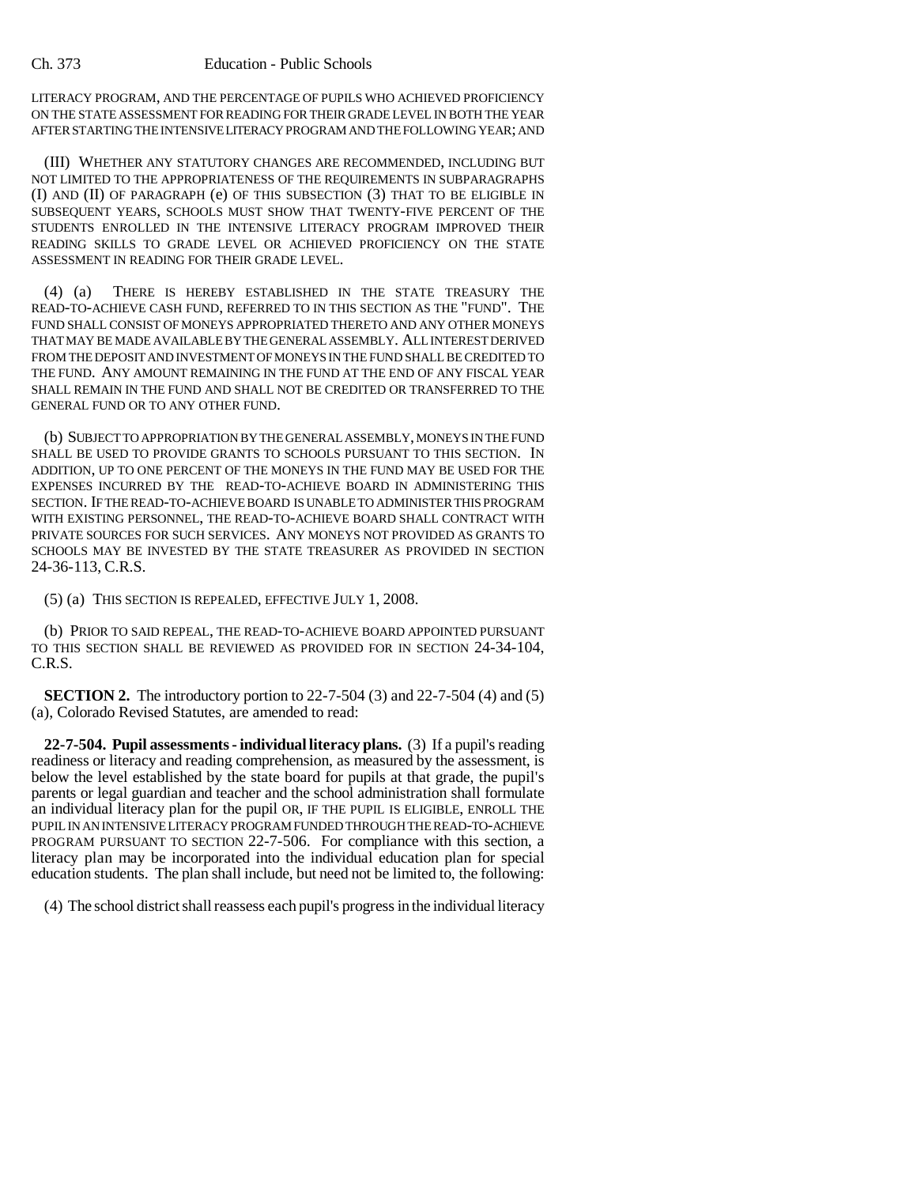LITERACY PROGRAM, AND THE PERCENTAGE OF PUPILS WHO ACHIEVED PROFICIENCY ON THE STATE ASSESSMENT FOR READING FOR THEIR GRADE LEVEL IN BOTH THE YEAR AFTER STARTING THE INTENSIVE LITERACY PROGRAM AND THE FOLLOWING YEAR; AND

(III) WHETHER ANY STATUTORY CHANGES ARE RECOMMENDED, INCLUDING BUT NOT LIMITED TO THE APPROPRIATENESS OF THE REQUIREMENTS IN SUBPARAGRAPHS (I) AND (II) OF PARAGRAPH (e) OF THIS SUBSECTION (3) THAT TO BE ELIGIBLE IN SUBSEQUENT YEARS, SCHOOLS MUST SHOW THAT TWENTY-FIVE PERCENT OF THE STUDENTS ENROLLED IN THE INTENSIVE LITERACY PROGRAM IMPROVED THEIR READING SKILLS TO GRADE LEVEL OR ACHIEVED PROFICIENCY ON THE STATE ASSESSMENT IN READING FOR THEIR GRADE LEVEL.

(4) (a) THERE IS HEREBY ESTABLISHED IN THE STATE TREASURY THE READ-TO-ACHIEVE CASH FUND, REFERRED TO IN THIS SECTION AS THE "FUND". THE FUND SHALL CONSIST OF MONEYS APPROPRIATED THERETO AND ANY OTHER MONEYS THAT MAY BE MADE AVAILABLE BY THE GENERAL ASSEMBLY. ALL INTEREST DERIVED FROM THE DEPOSIT AND INVESTMENT OF MONEYS IN THE FUND SHALL BE CREDITED TO THE FUND. ANY AMOUNT REMAINING IN THE FUND AT THE END OF ANY FISCAL YEAR SHALL REMAIN IN THE FUND AND SHALL NOT BE CREDITED OR TRANSFERRED TO THE GENERAL FUND OR TO ANY OTHER FUND.

(b) SUBJECT TO APPROPRIATION BY THE GENERAL ASSEMBLY, MONEYS IN THE FUND SHALL BE USED TO PROVIDE GRANTS TO SCHOOLS PURSUANT TO THIS SECTION. IN ADDITION, UP TO ONE PERCENT OF THE MONEYS IN THE FUND MAY BE USED FOR THE EXPENSES INCURRED BY THE READ-TO-ACHIEVE BOARD IN ADMINISTERING THIS SECTION. IF THE READ-TO-ACHIEVE BOARD IS UNABLE TO ADMINISTER THIS PROGRAM WITH EXISTING PERSONNEL, THE READ-TO-ACHIEVE BOARD SHALL CONTRACT WITH PRIVATE SOURCES FOR SUCH SERVICES. ANY MONEYS NOT PROVIDED AS GRANTS TO SCHOOLS MAY BE INVESTED BY THE STATE TREASURER AS PROVIDED IN SECTION 24-36-113, C.R.S.

(5) (a) THIS SECTION IS REPEALED, EFFECTIVE JULY 1, 2008.

(b) PRIOR TO SAID REPEAL, THE READ-TO-ACHIEVE BOARD APPOINTED PURSUANT TO THIS SECTION SHALL BE REVIEWED AS PROVIDED FOR IN SECTION 24-34-104, C.R.S.

**SECTION 2.** The introductory portion to 22-7-504 (3) and 22-7-504 (4) and (5) (a), Colorado Revised Statutes, are amended to read:

**22-7-504. Pupil assessments - individual literacy plans.** (3) If a pupil's reading readiness or literacy and reading comprehension, as measured by the assessment, is below the level established by the state board for pupils at that grade, the pupil's parents or legal guardian and teacher and the school administration shall formulate an individual literacy plan for the pupil OR, IF THE PUPIL IS ELIGIBLE, ENROLL THE PUPIL IN AN INTENSIVE LITERACY PROGRAM FUNDED THROUGH THE READ-TO-ACHIEVE PROGRAM PURSUANT TO SECTION 22-7-506. For compliance with this section, a literacy plan may be incorporated into the individual education plan for special education students. The plan shall include, but need not be limited to, the following:

(4) The school district shall reassess each pupil's progress in the individual literacy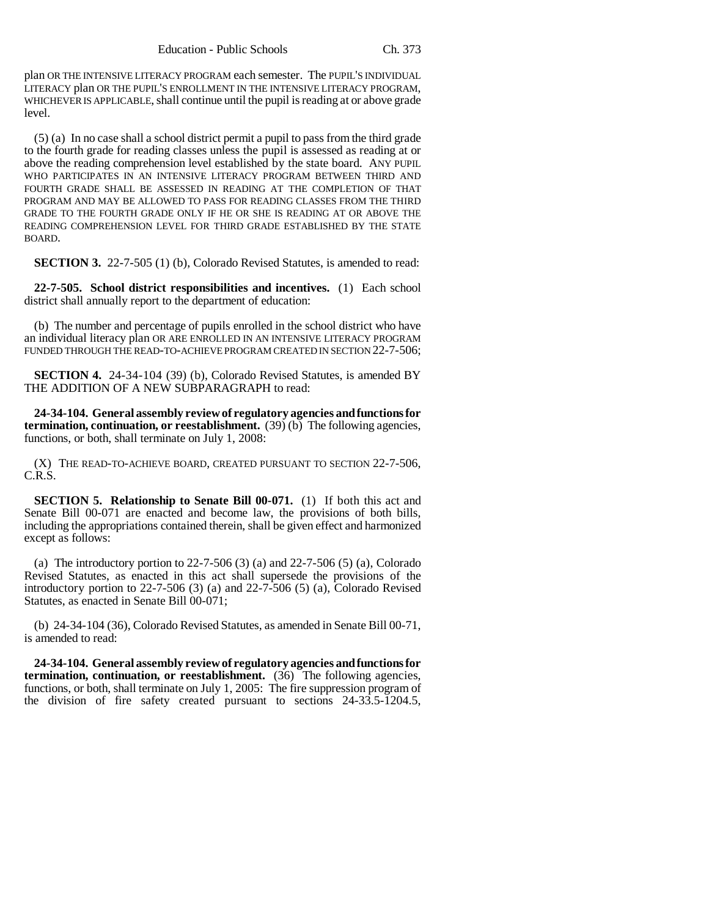plan OR THE INTENSIVE LITERACY PROGRAM each semester. The PUPIL'S INDIVIDUAL LITERACY plan OR THE PUPIL'S ENROLLMENT IN THE INTENSIVE LITERACY PROGRAM, WHICHEVER IS APPLICABLE, shall continue until the pupil is reading at or above grade level.

(5) (a) In no case shall a school district permit a pupil to pass from the third grade to the fourth grade for reading classes unless the pupil is assessed as reading at or above the reading comprehension level established by the state board. ANY PUPIL WHO PARTICIPATES IN AN INTENSIVE LITERACY PROGRAM BETWEEN THIRD AND FOURTH GRADE SHALL BE ASSESSED IN READING AT THE COMPLETION OF THAT PROGRAM AND MAY BE ALLOWED TO PASS FOR READING CLASSES FROM THE THIRD GRADE TO THE FOURTH GRADE ONLY IF HE OR SHE IS READING AT OR ABOVE THE READING COMPREHENSION LEVEL FOR THIRD GRADE ESTABLISHED BY THE STATE BOARD.

**SECTION 3.** 22-7-505 (1) (b), Colorado Revised Statutes, is amended to read:

**22-7-505. School district responsibilities and incentives.** (1) Each school district shall annually report to the department of education:

(b) The number and percentage of pupils enrolled in the school district who have an individual literacy plan OR ARE ENROLLED IN AN INTENSIVE LITERACY PROGRAM FUNDED THROUGH THE READ-TO-ACHIEVE PROGRAM CREATED IN SECTION 22-7-506;

**SECTION 4.** 24-34-104 (39) (b), Colorado Revised Statutes, is amended BY THE ADDITION OF A NEW SUBPARAGRAPH to read:

**24-34-104. General assembly review of regulatory agencies and functions for termination, continuation, or reestablishment.** (39) (b) The following agencies, functions, or both, shall terminate on July 1, 2008:

(X) THE READ-TO-ACHIEVE BOARD, CREATED PURSUANT TO SECTION 22-7-506, C.R.S.

**SECTION 5. Relationship to Senate Bill 00-071.** (1) If both this act and Senate Bill 00-071 are enacted and become law, the provisions of both bills, including the appropriations contained therein, shall be given effect and harmonized except as follows:

(a) The introductory portion to 22-7-506 (3) (a) and 22-7-506 (5) (a), Colorado Revised Statutes, as enacted in this act shall supersede the provisions of the introductory portion to 22-7-506 (3) (a) and 22-7-506 (5) (a), Colorado Revised Statutes, as enacted in Senate Bill 00-071;

(b) 24-34-104 (36), Colorado Revised Statutes, as amended in Senate Bill 00-71, is amended to read:

**24-34-104. General assembly review of regulatory agencies and functions for termination, continuation, or reestablishment.** (36) The following agencies, functions, or both, shall terminate on July 1, 2005: The fire suppression program of the division of fire safety created pursuant to sections 24-33.5-1204.5,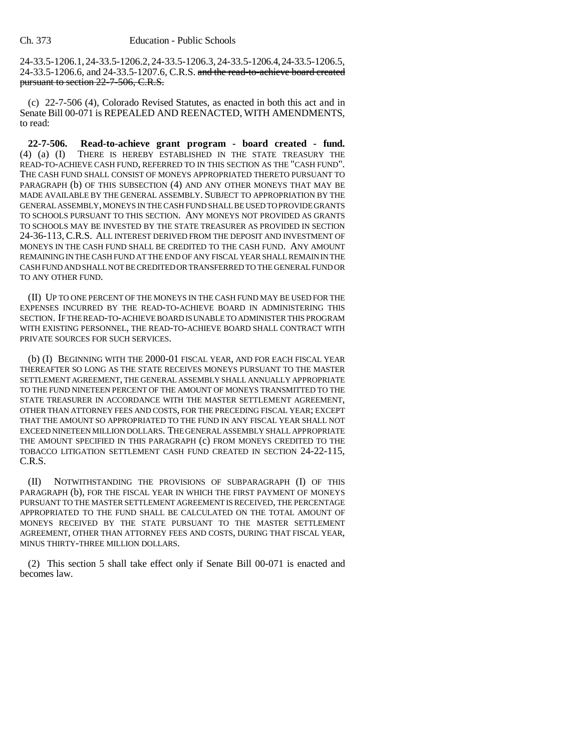24-33.5-1206.1, 24-33.5-1206.2, 24-33.5-1206.3, 24-33.5-1206.4, 24-33.5-1206.5, 24-33.5-1206.6, and 24-33.5-1207.6, C.R.S. ~~and the read-to-achieve board created pursuant to section 22-7-506, C.R.S.~~

(c) 22-7-506 (4), Colorado Revised Statutes, as enacted in both this act and in Senate Bill 00-071 is REPEALED AND REENACTED, WITH AMENDMENTS, to read:

**22-7-506. Read-to-achieve grant program - board created - fund.** (4) (a) (I) THERE IS HEREBY ESTABLISHED IN THE STATE TREASURY THE READ-TO-ACHIEVE CASH FUND, REFERRED TO IN THIS SECTION AS THE "CASH FUND". THE CASH FUND SHALL CONSIST OF MONEYS APPROPRIATED THERETO PURSUANT TO PARAGRAPH (b) OF THIS SUBSECTION (4) AND ANY OTHER MONEYS THAT MAY BE MADE AVAILABLE BY THE GENERAL ASSEMBLY. SUBJECT TO APPROPRIATION BY THE GENERAL ASSEMBLY, MONEYS IN THE CASH FUND SHALL BE USED TO PROVIDE GRANTS TO SCHOOLS PURSUANT TO THIS SECTION. ANY MONEYS NOT PROVIDED AS GRANTS TO SCHOOLS MAY BE INVESTED BY THE STATE TREASURER AS PROVIDED IN SECTION 24-36-113, C.R.S. ALL INTEREST DERIVED FROM THE DEPOSIT AND INVESTMENT OF MONEYS IN THE CASH FUND SHALL BE CREDITED TO THE CASH FUND. ANY AMOUNT REMAINING IN THE CASH FUND AT THE END OF ANY FISCAL YEAR SHALL REMAIN IN THE CASH FUND AND SHALL NOT BE CREDITED OR TRANSFERRED TO THE GENERAL FUND OR TO ANY OTHER FUND.

(II) UP TO ONE PERCENT OF THE MONEYS IN THE CASH FUND MAY BE USED FOR THE EXPENSES INCURRED BY THE READ-TO-ACHIEVE BOARD IN ADMINISTERING THIS SECTION. IF THE READ-TO-ACHIEVE BOARD IS UNABLE TO ADMINISTER THIS PROGRAM WITH EXISTING PERSONNEL, THE READ-TO-ACHIEVE BOARD SHALL CONTRACT WITH PRIVATE SOURCES FOR SUCH SERVICES.

(b) (I) BEGINNING WITH THE 2000-01 FISCAL YEAR, AND FOR EACH FISCAL YEAR THEREAFTER SO LONG AS THE STATE RECEIVES MONEYS PURSUANT TO THE MASTER SETTLEMENT AGREEMENT, THE GENERAL ASSEMBLY SHALL ANNUALLY APPROPRIATE TO THE FUND NINETEEN PERCENT OF THE AMOUNT OF MONEYS TRANSMITTED TO THE STATE TREASURER IN ACCORDANCE WITH THE MASTER SETTLEMENT AGREEMENT, OTHER THAN ATTORNEY FEES AND COSTS, FOR THE PRECEDING FISCAL YEAR; EXCEPT THAT THE AMOUNT SO APPROPRIATED TO THE FUND IN ANY FISCAL YEAR SHALL NOT EXCEED NINETEEN MILLION DOLLARS. THE GENERAL ASSEMBLY SHALL APPROPRIATE THE AMOUNT SPECIFIED IN THIS PARAGRAPH (c) FROM MONEYS CREDITED TO THE TOBACCO LITIGATION SETTLEMENT CASH FUND CREATED IN SECTION 24-22-115, C.R.S.

(II) NOTWITHSTANDING THE PROVISIONS OF SUBPARAGRAPH (I) OF THIS PARAGRAPH (b), FOR THE FISCAL YEAR IN WHICH THE FIRST PAYMENT OF MONEYS PURSUANT TO THE MASTER SETTLEMENT AGREEMENT IS RECEIVED, THE PERCENTAGE APPROPRIATED TO THE FUND SHALL BE CALCULATED ON THE TOTAL AMOUNT OF MONEYS RECEIVED BY THE STATE PURSUANT TO THE MASTER SETTLEMENT AGREEMENT, OTHER THAN ATTORNEY FEES AND COSTS, DURING THAT FISCAL YEAR, MINUS THIRTY-THREE MILLION DOLLARS.

(2) This section 5 shall take effect only if Senate Bill 00-071 is enacted and becomes law.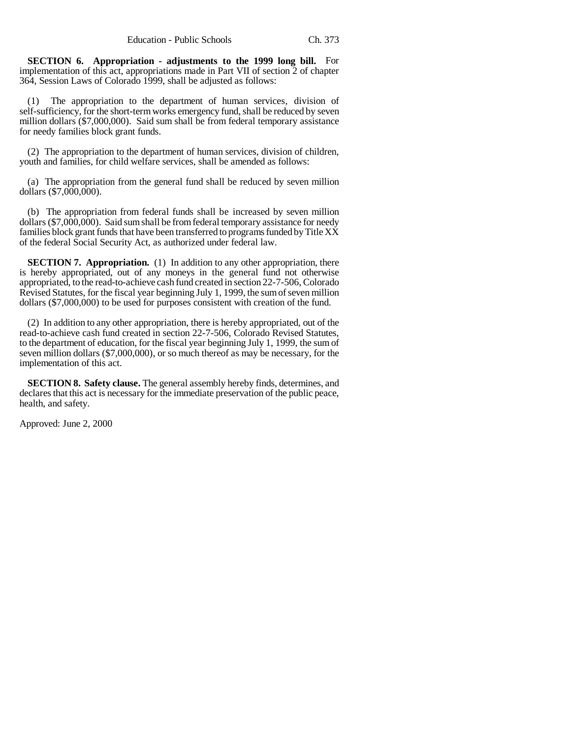**SECTION 6. Appropriation - adjustments to the 1999 long bill.** For implementation of this act, appropriations made in Part VII of section 2 of chapter 364, Session Laws of Colorado 1999, shall be adjusted as follows:

(1) The appropriation to the department of human services, division of self-sufficiency, for the short-term works emergency fund, shall be reduced by seven million dollars ($7,000,000). Said sum shall be from federal temporary assistance for needy families block grant funds.

(2) The appropriation to the department of human services, division of children, youth and families, for child welfare services, shall be amended as follows:

(a) The appropriation from the general fund shall be reduced by seven million dollars ($7,000,000).

(b) The appropriation from federal funds shall be increased by seven million dollars ($7,000,000). Said sum shall be from federal temporary assistance for needy families block grant funds that have been transferred to programs funded by Title XX of the federal Social Security Act, as authorized under federal law.

**SECTION 7. Appropriation.** (1) In addition to any other appropriation, there is hereby appropriated, out of any moneys in the general fund not otherwise appropriated, to the read-to-achieve cash fund created in section 22-7-506, Colorado Revised Statutes, for the fiscal year beginning July 1, 1999, the sum of seven million dollars ($7,000,000) to be used for purposes consistent with creation of the fund.

(2) In addition to any other appropriation, there is hereby appropriated, out of the read-to-achieve cash fund created in section 22-7-506, Colorado Revised Statutes, to the department of education, for the fiscal year beginning July 1, 1999, the sum of seven million dollars ($7,000,000), or so much thereof as may be necessary, for the implementation of this act.

**SECTION 8. Safety clause.** The general assembly hereby finds, determines, and declares that this act is necessary for the immediate preservation of the public peace, health, and safety.

Approved: June 2, 2000